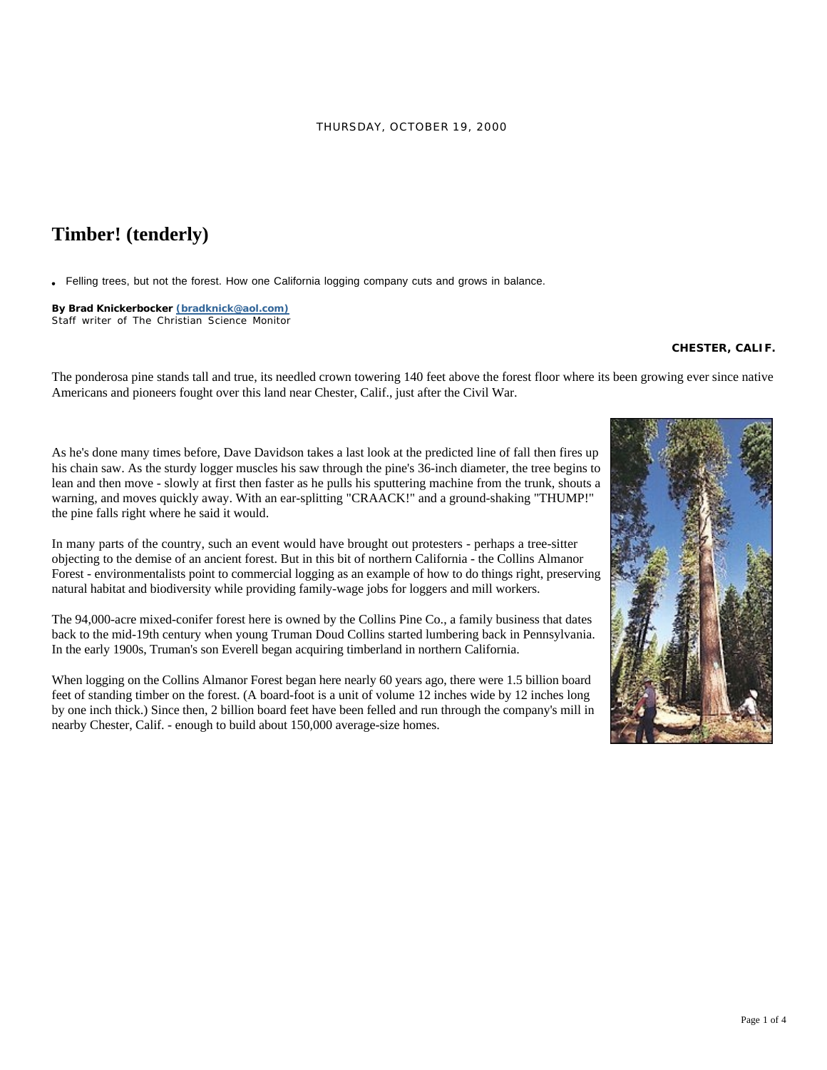THURSDAY, OCTOBER 19, 2000

# Timber! (tenderly)

- Felling trees, but not the forest. How one California logging company cuts and grows in balance.

**By Brad Knickerbocker** **(bradknick@aol.com)**
*Staff writer of The Christian Science Monitor*

**CHESTER, CALIF.**

The ponderosa pine stands tall and true, its needled crown towering 140 feet above the forest floor where its been growing ever since native Americans and pioneers fought over this land near Chester, Calif., just after the Civil War.

As he's done many times before, Dave Davidson takes a last look at the predicted line of fall then fires up his chain saw. As the sturdy logger muscles his saw through the pine's 36-inch diameter, the tree begins to lean and then move - slowly at first then faster as he pulls his sputtering machine from the trunk, shouts a warning, and moves quickly away. With an ear-splitting "CRAACK!" and a ground-shaking "THUMP!" the pine falls right where he said it would.

In many parts of the country, such an event would have brought out protesters - perhaps a tree-sitter objecting to the demise of an ancient forest. But in this bit of northern California - the Collins Almanor Forest - environmentalists point to commercial logging as an example of how to do things right, preserving natural habitat and biodiversity while providing family-wage jobs for loggers and mill workers.

The 94,000-acre mixed-conifer forest here is owned by the Collins Pine Co., a family business that dates back to the mid-19th century when young Truman Doud Collins started lumbering back in Pennsylvania. In the early 1900s, Truman's son Everell began acquiring timberland in northern California.

When logging on the Collins Almanor Forest began here nearly 60 years ago, there were 1.5 billion board feet of standing timber on the forest. (A board-foot is a unit of volume 12 inches wide by 12 inches long by one inch thick.) Since then, 2 billion board feet have been felled and run through the company's mill in nearby Chester, Calif. - enough to build about 150,000 average-size homes.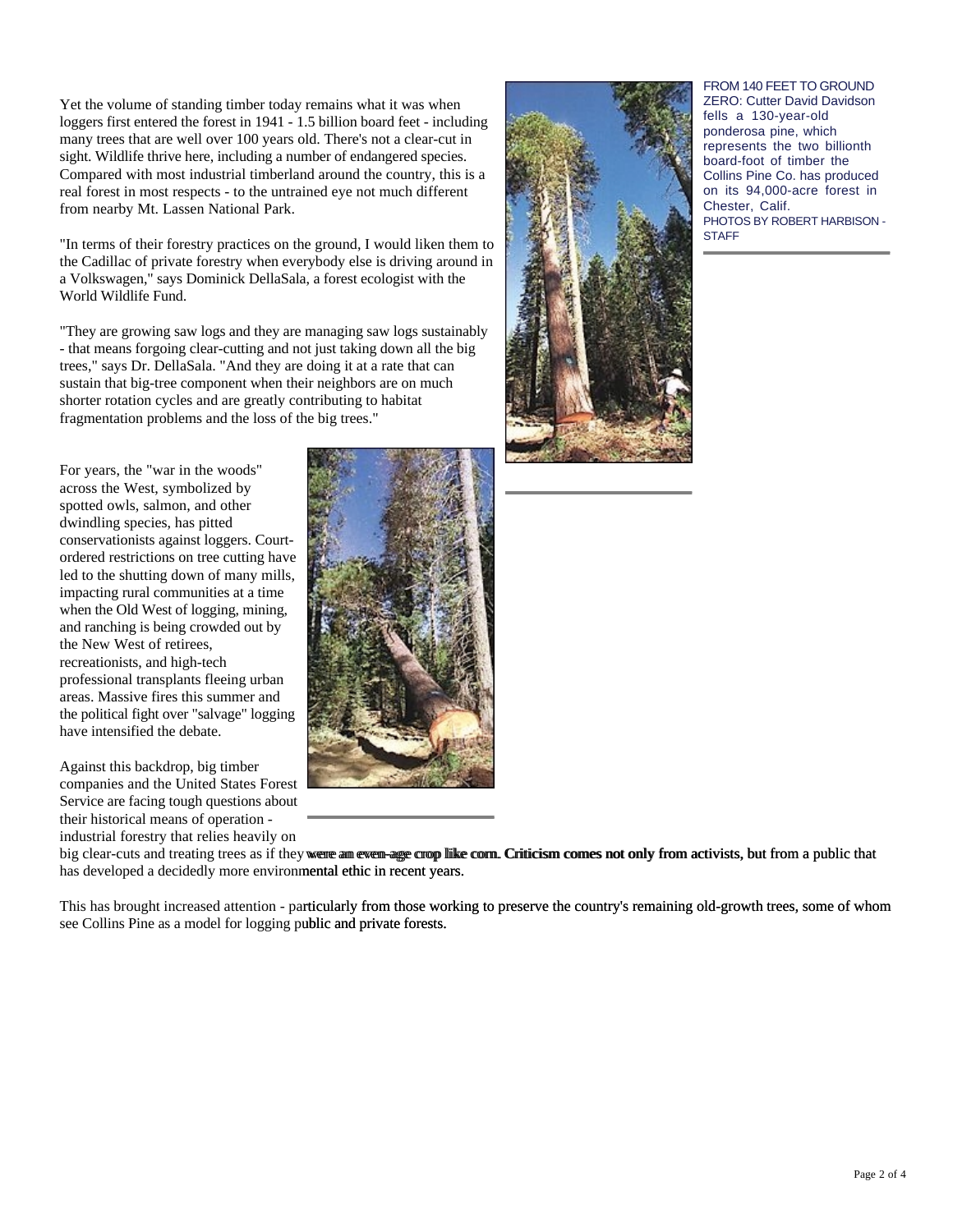Yet the volume of standing timber today remains what it was when loggers first entered the forest in 1941 - 1.5 billion board feet - including many trees that are well over 100 years old. There's not a clear-cut in sight. Wildlife thrive here, including a number of endangered species. Compared with most industrial timberland around the country, this is a real forest in most respects - to the untrained eye not much different from nearby Mt. Lassen National Park.

"In terms of their forestry practices on the ground, I would liken them to the Cadillac of private forestry when everybody else is driving around in a Volkswagen," says Dominick DellaSala, a forest ecologist with the World Wildlife Fund.

"They are growing saw logs and they are managing saw logs sustainably - that means forgoing clear-cutting and not just taking down all the big trees," says Dr. DellaSala. "And they are doing it at a rate that can sustain that big-tree component when their neighbors are on much shorter rotation cycles and are greatly contributing to habitat fragmentation problems and the loss of the big trees."

FROM 140 FEET TO GROUND ZERO: Cutter David Davidson fells a 130-year-old ponderosa pine, which represents the two billionth board-foot of timber the Collins Pine Co. has produced on its 94,000-acre forest in Chester, Calif.
PHOTOS BY ROBERT HARBISON - STAFF

For years, the "war in the woods" across the West, symbolized by spotted owls, salmon, and other dwindling species, has pitted conservationists against loggers. Court-ordered restrictions on tree cutting have led to the shutting down of many mills, impacting rural communities at a time when the Old West of logging, mining, and ranching is being crowded out by the New West of retirees, recreationists, and high-tech professional transplants fleeing urban areas. Massive fires this summer and the political fight over "salvage" logging have intensified the debate.

Against this backdrop, big timber companies and the United States Forest Service are facing tough questions about their historical means of operation - industrial forestry that relies heavily on big clear-cuts and treating trees as if they were an even-age crop like corn. Criticism comes not only from activists, but from a public that has developed a decidedly more environmental ethic in recent years.

This has brought increased attention - particularly from those working to preserve the country's remaining old-growth trees, some of whom see Collins Pine as a model for logging public and private forests.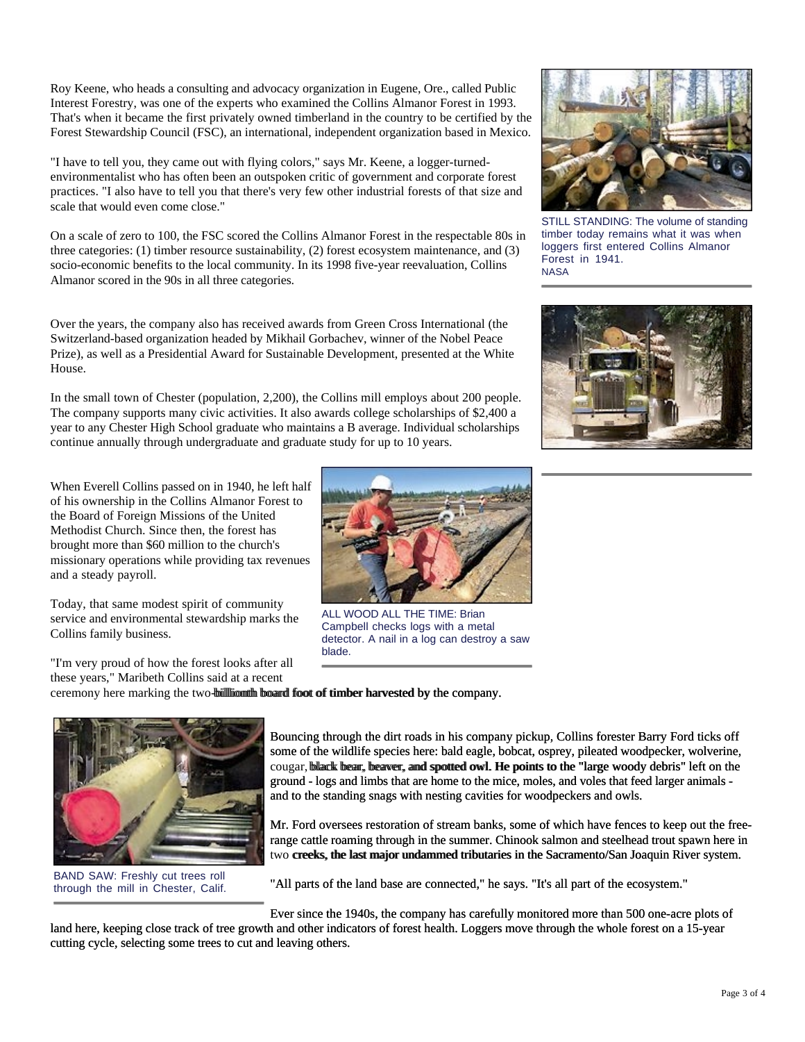Roy Keene, who heads a consulting and advocacy organization in Eugene, Ore., called Public Interest Forestry, was one of the experts who examined the Collins Almanor Forest in 1993. That's when it became the first privately owned timberland in the country to be certified by the Forest Stewardship Council (FSC), an international, independent organization based in Mexico.

"I have to tell you, they came out with flying colors," says Mr. Keene, a logger-turned-environmentalist who has often been an outspoken critic of government and corporate forest practices. "I also have to tell you that there's very few other industrial forests of that size and scale that would even come close."

On a scale of zero to 100, the FSC scored the Collins Almanor Forest in the respectable 80s in three categories: (1) timber resource sustainability, (2) forest ecosystem maintenance, and (3) socio-economic benefits to the local community. In its 1998 five-year reevaluation, Collins Almanor scored in the 90s in all three categories.

STILL STANDING: The volume of standing timber today remains what it was when loggers first entered Collins Almanor Forest in 1941.
NASA

Over the years, the company also has received awards from Green Cross International (the Switzerland-based organization headed by Mikhail Gorbachev, winner of the Nobel Peace Prize), as well as a Presidential Award for Sustainable Development, presented at the White House.

In the small town of Chester (population, 2,200), the Collins mill employs about 200 people. The company supports many civic activities. It also awards college scholarships of $2,400 a year to any Chester High School graduate who maintains a B average. Individual scholarships continue annually through undergraduate and graduate study for up to 10 years.

When Everell Collins passed on in 1940, he left half of his ownership in the Collins Almanor Forest to the Board of Foreign Missions of the United Methodist Church. Since then, the forest has brought more than $60 million to the church's missionary operations while providing tax revenues and a steady payroll.

Today, that same modest spirit of community service and environmental stewardship marks the Collins family business.

ALL WOOD ALL THE TIME: Brian Campbell checks logs with a metal detector. A nail in a log can destroy a saw blade.

"I'm very proud of how the forest looks after all these years," Maribeth Collins said at a recent ceremony here marking the two-billionth board foot of timber harvested by the company.

Bouncing through the dirt roads in his company pickup, Collins forester Barry Ford ticks off some of the wildlife species here: bald eagle, bobcat, osprey, pileated woodpecker, wolverine, cougar, black bear, beaver, and spotted owl. He points to the "large woody debris" left on the ground - logs and limbs that are home to the mice, moles, and voles that feed larger animals - and to the standing snags with nesting cavities for woodpeckers and owls.

Mr. Ford oversees restoration of stream banks, some of which have fences to keep out the free-range cattle roaming through in the summer. Chinook salmon and steelhead trout spawn here in two creeks, the last major undammed tributaries in the Sacramento/San Joaquin River system.

BAND SAW: Freshly cut trees roll through the mill in Chester, Calif.

"All parts of the land base are connected," he says. "It's all part of the ecosystem."

Ever since the 1940s, the company has carefully monitored more than 500 one-acre plots of land here, keeping close track of tree growth and other indicators of forest health. Loggers move through the whole forest on a 15-year cutting cycle, selecting some trees to cut and leaving others.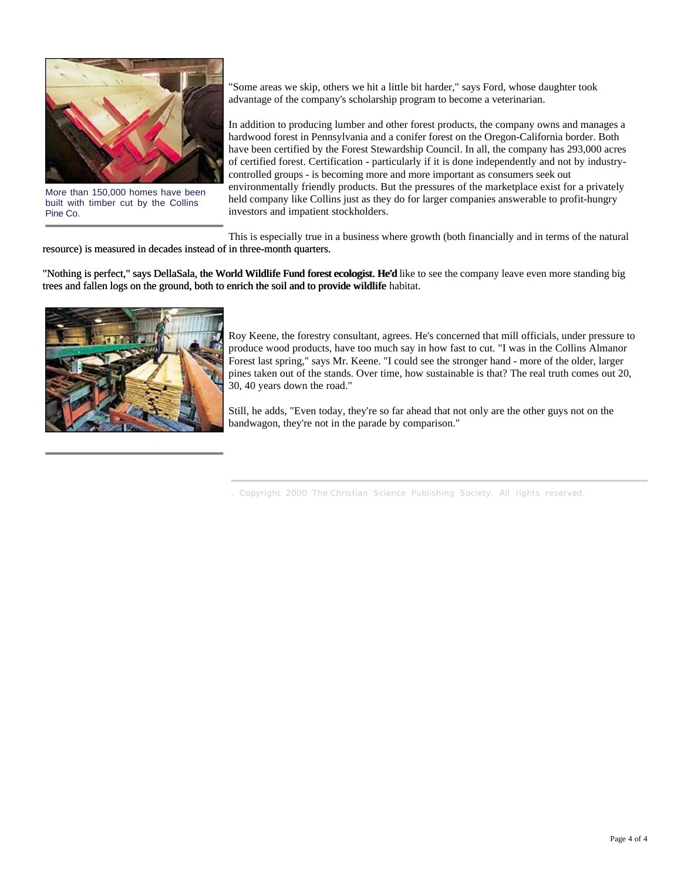More than 150,000 homes have been built with timber cut by the Collins Pine Co.

"Some areas we skip, others we hit a little bit harder," says Ford, whose daughter took advantage of the company's scholarship program to become a veterinarian.

In addition to producing lumber and other forest products, the company owns and manages a hardwood forest in Pennsylvania and a conifer forest on the Oregon-California border. Both have been certified by the Forest Stewardship Council. In all, the company has 293,000 acres of certified forest. Certification - particularly if it is done independently and not by industry-controlled groups - is becoming more and more important as consumers seek out environmentally friendly products. But the pressures of the marketplace exist for a privately held company like Collins just as they do for larger companies answerable to profit-hungry investors and impatient stockholders.

This is especially true in a business where growth (both financially and in terms of the natural resource) is measured in decades instead of in three-month quarters.

"Nothing is perfect," says DellaSala, the World Wildlife Fund forest ecologist. He'd like to see the company leave even more standing big trees and fallen logs on the ground, both to enrich the soil and to provide wildlife habitat.

Roy Keene, the forestry consultant, agrees. He's concerned that mill officials, under pressure to produce wood products, have too much say in how fast to cut. "I was in the Collins Almanor Forest last spring," says Mr. Keene. "I could see the stronger hand - more of the older, larger pines taken out of the stands. Over time, how sustainable is that? The real truth comes out 20, 30, 40 years down the road."

Still, he adds, "Even today, they're so far ahead that not only are the other guys not on the bandwagon, they're not in the parade by comparison."

. Copyright 2000 The Christian Science Publishing Society. All rights reserved.